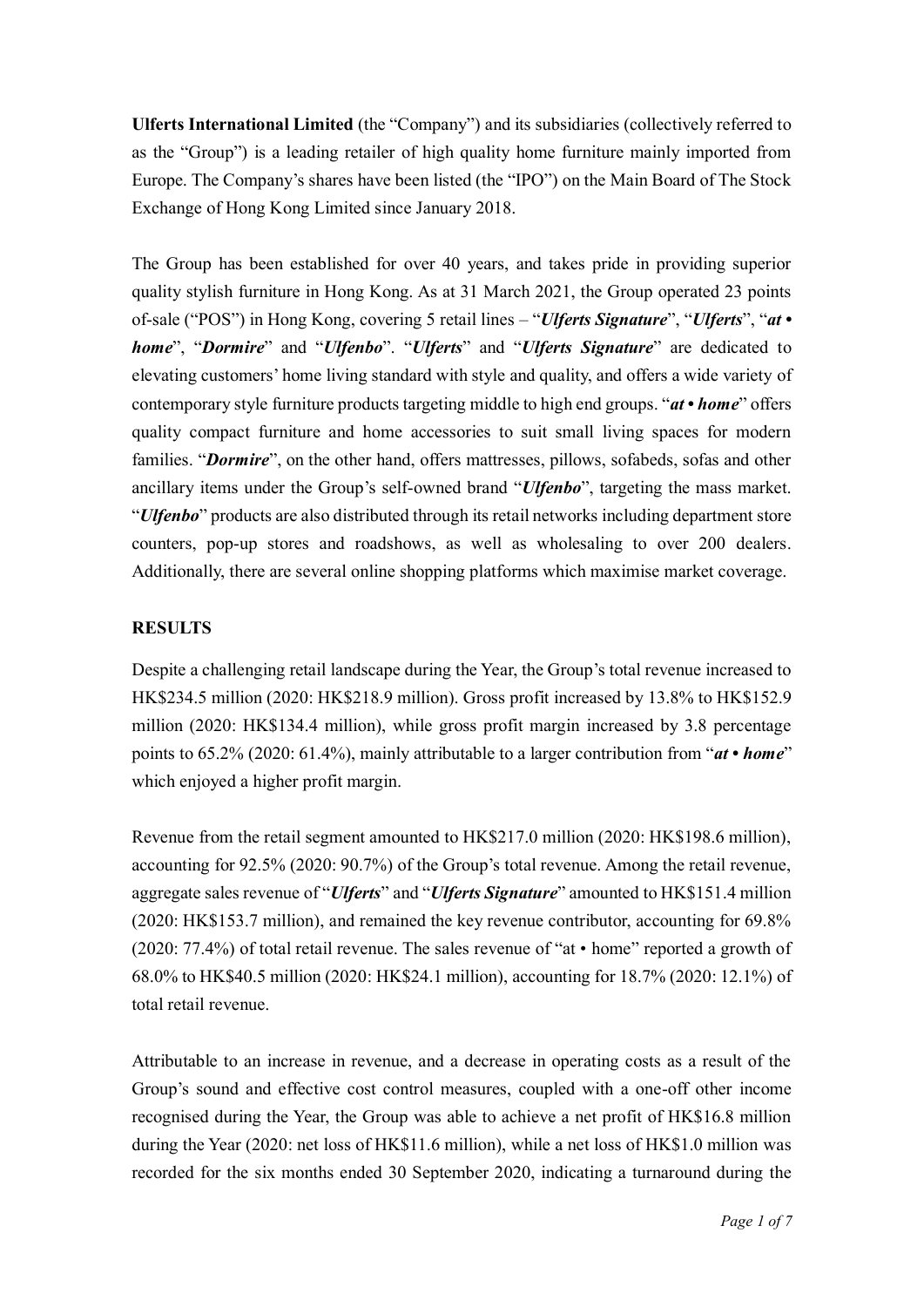**Ulferts International Limited** (the "Company") and its subsidiaries (collectively referred to as the "Group") is a leading retailer of high quality home furniture mainly imported from Europe. The Company's shares have been listed (the "IPO") on the Main Board of The Stock Exchange of Hong Kong Limited since January 2018.

The Group has been established for over 40 years, and takes pride in providing superior quality stylish furniture in Hong Kong. As at 31 March 2021, the Group operated 23 points of-sale ("POS") in Hong Kong, covering 5 retail lines – "***Ulferts Signature***", "***Ulferts***", "***at • home***", "***Dormire***" and "***Ulfenbo***". "***Ulferts***" and "***Ulferts Signature***" are dedicated to elevating customers' home living standard with style and quality, and offers a wide variety of contemporary style furniture products targeting middle to high end groups. "***at • home***" offers quality compact furniture and home accessories to suit small living spaces for modern families. "***Dormire***", on the other hand, offers mattresses, pillows, sofabeds, sofas and other ancillary items under the Group's self-owned brand "***Ulfenbo***", targeting the mass market. "***Ulfenbo***" products are also distributed through its retail networks including department store counters, pop-up stores and roadshows, as well as wholesaling to over 200 dealers. Additionally, there are several online shopping platforms which maximise market coverage.

## RESULTS

Despite a challenging retail landscape during the Year, the Group's total revenue increased to HK$234.5 million (2020: HK$218.9 million). Gross profit increased by 13.8% to HK$152.9 million (2020: HK$134.4 million), while gross profit margin increased by 3.8 percentage points to 65.2% (2020: 61.4%), mainly attributable to a larger contribution from "***at • home***" which enjoyed a higher profit margin.

Revenue from the retail segment amounted to HK$217.0 million (2020: HK$198.6 million), accounting for 92.5% (2020: 90.7%) of the Group's total revenue. Among the retail revenue, aggregate sales revenue of "***Ulferts***" and "***Ulferts Signature***" amounted to HK$151.4 million (2020: HK$153.7 million), and remained the key revenue contributor, accounting for 69.8% (2020: 77.4%) of total retail revenue. The sales revenue of "at • home" reported a growth of 68.0% to HK$40.5 million (2020: HK$24.1 million), accounting for 18.7% (2020: 12.1%) of total retail revenue.

Attributable to an increase in revenue, and a decrease in operating costs as a result of the Group's sound and effective cost control measures, coupled with a one-off other income recognised during the Year, the Group was able to achieve a net profit of HK$16.8 million during the Year (2020: net loss of HK$11.6 million), while a net loss of HK$1.0 million was recorded for the six months ended 30 September 2020, indicating a turnaround during the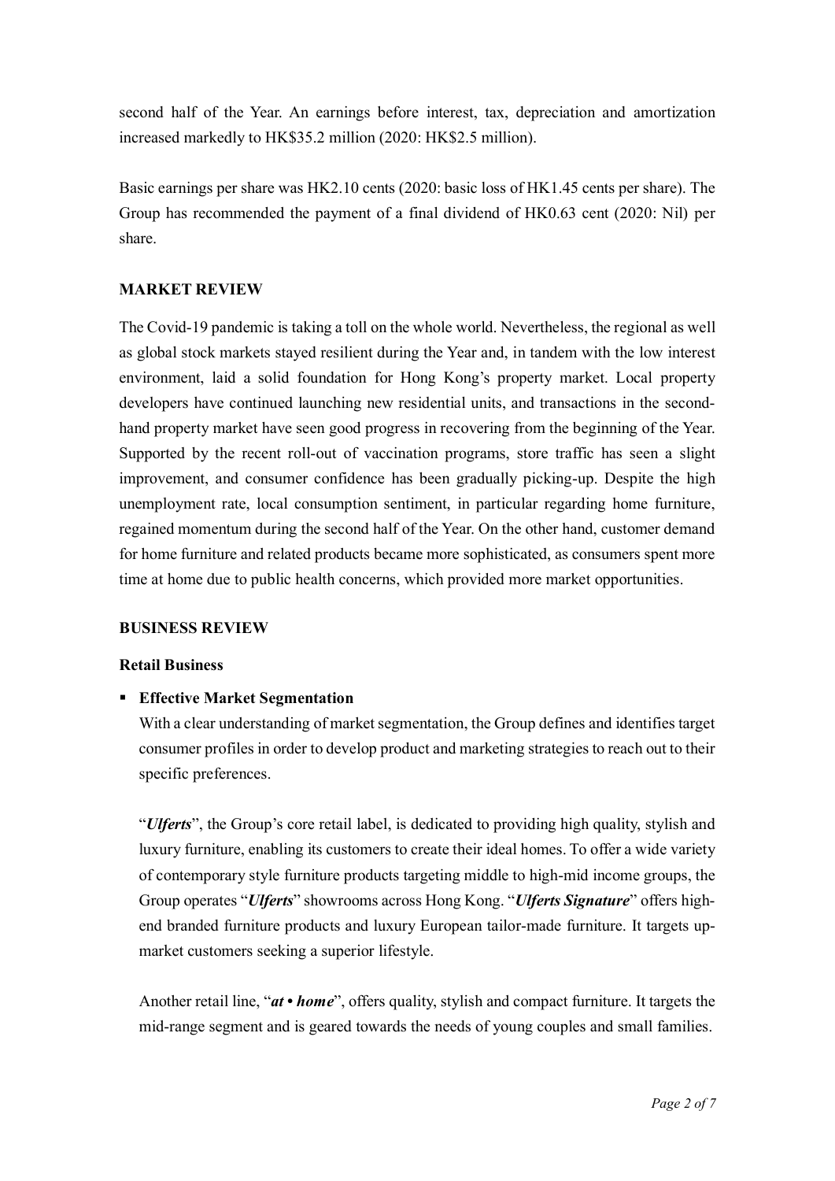second half of the Year. An earnings before interest, tax, depreciation and amortization increased markedly to HK$35.2 million (2020: HK$2.5 million).

Basic earnings per share was HK2.10 cents (2020: basic loss of HK1.45 cents per share). The Group has recommended the payment of a final dividend of HK0.63 cent (2020: Nil) per share.

## MARKET REVIEW

The Covid-19 pandemic is taking a toll on the whole world. Nevertheless, the regional as well as global stock markets stayed resilient during the Year and, in tandem with the low interest environment, laid a solid foundation for Hong Kong's property market. Local property developers have continued launching new residential units, and transactions in the second-hand property market have seen good progress in recovering from the beginning of the Year. Supported by the recent roll-out of vaccination programs, store traffic has seen a slight improvement, and consumer confidence has been gradually picking-up. Despite the high unemployment rate, local consumption sentiment, in particular regarding home furniture, regained momentum during the second half of the Year. On the other hand, customer demand for home furniture and related products became more sophisticated, as consumers spent more time at home due to public health concerns, which provided more market opportunities.

## BUSINESS REVIEW

### Retail Business

- **Effective Market Segmentation**

  With a clear understanding of market segmentation, the Group defines and identifies target consumer profiles in order to develop product and marketing strategies to reach out to their specific preferences.

  "***Ulferts***", the Group's core retail label, is dedicated to providing high quality, stylish and luxury furniture, enabling its customers to create their ideal homes. To offer a wide variety of contemporary style furniture products targeting middle to high-mid income groups, the Group operates "***Ulferts***" showrooms across Hong Kong. "***Ulferts Signature***" offers high-end branded furniture products and luxury European tailor-made furniture. It targets up-market customers seeking a superior lifestyle.

  Another retail line, "***at • home***", offers quality, stylish and compact furniture. It targets the mid-range segment and is geared towards the needs of young couples and small families.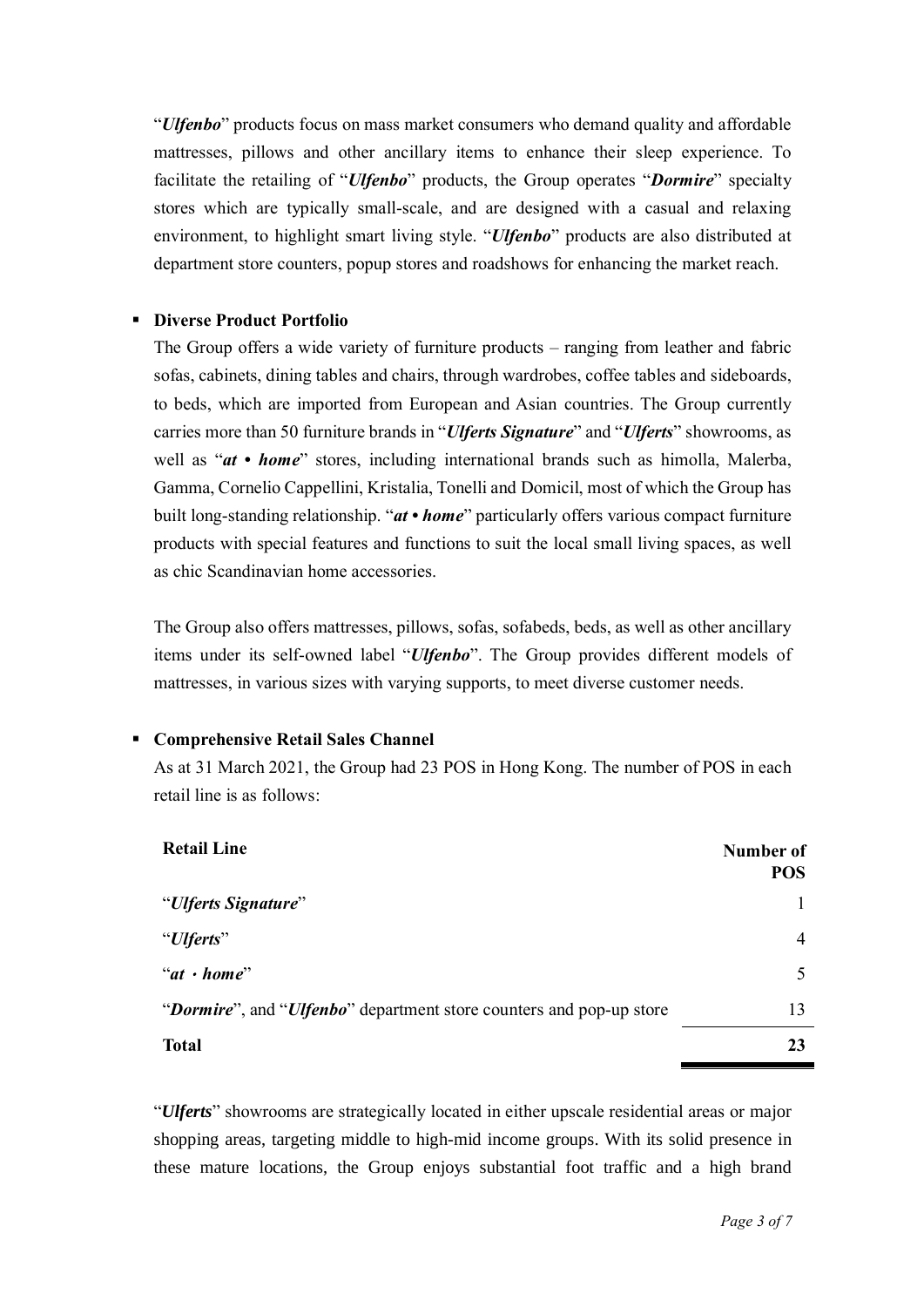"***Ulfenbo***" products focus on mass market consumers who demand quality and affordable mattresses, pillows and other ancillary items to enhance their sleep experience. To facilitate the retailing of "***Ulfenbo***" products, the Group operates "***Dormire***" specialty stores which are typically small-scale, and are designed with a casual and relaxing environment, to highlight smart living style. "***Ulfenbo***" products are also distributed at department store counters, popup stores and roadshows for enhancing the market reach.

- **Diverse Product Portfolio**

  The Group offers a wide variety of furniture products – ranging from leather and fabric sofas, cabinets, dining tables and chairs, through wardrobes, coffee tables and sideboards, to beds, which are imported from European and Asian countries. The Group currently carries more than 50 furniture brands in "***Ulferts Signature***" and "***Ulferts***" showrooms, as well as "***at • home***" stores, including international brands such as himolla, Malerba, Gamma, Cornelio Cappellini, Kristalia, Tonelli and Domicil, most of which the Group has built long-standing relationship. "***at • home***" particularly offers various compact furniture products with special features and functions to suit the local small living spaces, as well as chic Scandinavian home accessories.

  The Group also offers mattresses, pillows, sofas, sofabeds, beds, as well as other ancillary items under its self-owned label "***Ulfenbo***". The Group provides different models of mattresses, in various sizes with varying supports, to meet diverse customer needs.

- **Comprehensive Retail Sales Channel**

  As at 31 March 2021, the Group had 23 POS in Hong Kong. The number of POS in each retail line is as follows:

| Retail Line | Number of POS |
|---|---|
| "***Ulferts Signature***" | 1 |
| "***Ulferts***" | 4 |
| "***at · home***" | 5 |
| "***Dormire***", and "***Ulfenbo***" department store counters and pop-up store | 13 |
| **Total** | **23** |

"***Ulferts***" showrooms are strategically located in either upscale residential areas or major shopping areas, targeting middle to high-mid income groups. With its solid presence in these mature locations, the Group enjoys substantial foot traffic and a high brand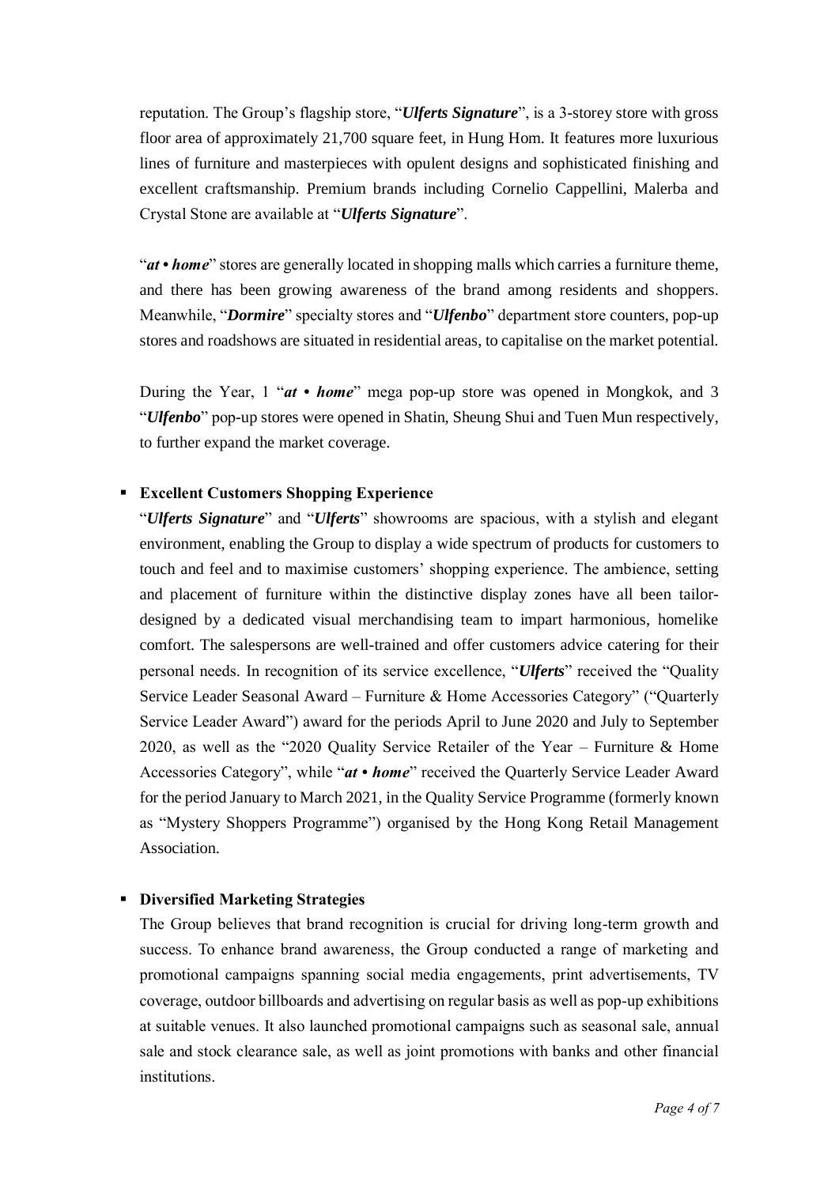reputation. The Group's flagship store, "***Ulferts Signature***", is a 3-storey store with gross floor area of approximately 21,700 square feet, in Hung Hom. It features more luxurious lines of furniture and masterpieces with opulent designs and sophisticated finishing and excellent craftsmanship. Premium brands including Cornelio Cappellini, Malerba and Crystal Stone are available at "***Ulferts Signature***".

"***at • home***" stores are generally located in shopping malls which carries a furniture theme, and there has been growing awareness of the brand among residents and shoppers. Meanwhile, "***Dormire***" specialty stores and "***Ulfenbo***" department store counters, pop-up stores and roadshows are situated in residential areas, to capitalise on the market potential.

During the Year, 1 "***at • home***" mega pop-up store was opened in Mongkok, and 3 "***Ulfenbo***" pop-up stores were opened in Shatin, Sheung Shui and Tuen Mun respectively, to further expand the market coverage.

- **Excellent Customers Shopping Experience**

  "***Ulferts Signature***" and "***Ulferts***" showrooms are spacious, with a stylish and elegant environment, enabling the Group to display a wide spectrum of products for customers to touch and feel and to maximise customers' shopping experience. The ambience, setting and placement of furniture within the distinctive display zones have all been tailor-designed by a dedicated visual merchandising team to impart harmonious, homelike comfort. The salespersons are well-trained and offer customers advice catering for their personal needs. In recognition of its service excellence, "***Ulferts***" received the "Quality Service Leader Seasonal Award – Furniture & Home Accessories Category" ("Quarterly Service Leader Award") award for the periods April to June 2020 and July to September 2020, as well as the "2020 Quality Service Retailer of the Year – Furniture & Home Accessories Category", while "***at • home***" received the Quarterly Service Leader Award for the period January to March 2021, in the Quality Service Programme (formerly known as "Mystery Shoppers Programme") organised by the Hong Kong Retail Management Association.

- **Diversified Marketing Strategies**

  The Group believes that brand recognition is crucial for driving long-term growth and success. To enhance brand awareness, the Group conducted a range of marketing and promotional campaigns spanning social media engagements, print advertisements, TV coverage, outdoor billboards and advertising on regular basis as well as pop-up exhibitions at suitable venues. It also launched promotional campaigns such as seasonal sale, annual sale and stock clearance sale, as well as joint promotions with banks and other financial institutions.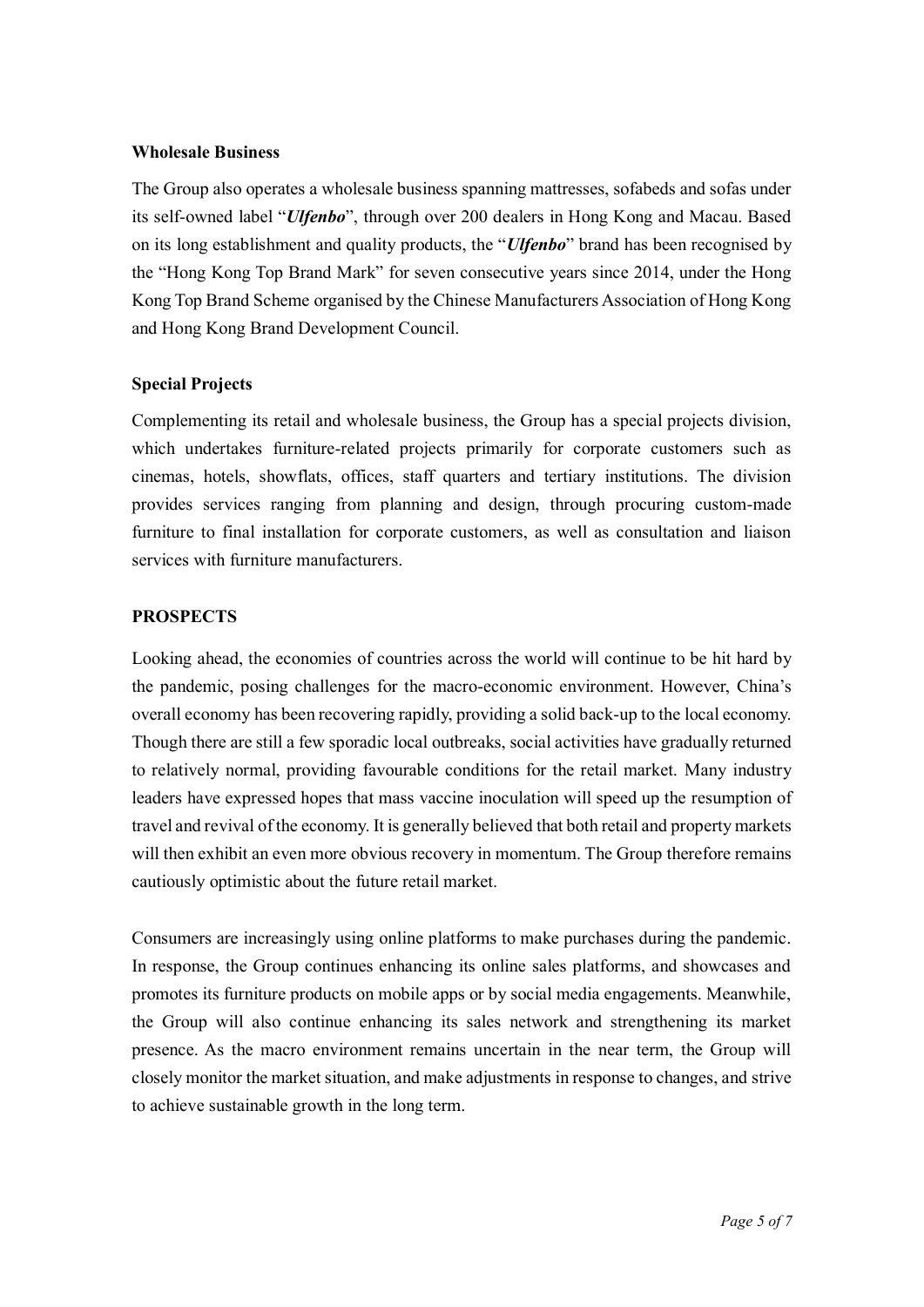### Wholesale Business

The Group also operates a wholesale business spanning mattresses, sofabeds and sofas under its self-owned label "***Ulfenbo***", through over 200 dealers in Hong Kong and Macau. Based on its long establishment and quality products, the "***Ulfenbo***" brand has been recognised by the "Hong Kong Top Brand Mark" for seven consecutive years since 2014, under the Hong Kong Top Brand Scheme organised by the Chinese Manufacturers Association of Hong Kong and Hong Kong Brand Development Council.

### Special Projects

Complementing its retail and wholesale business, the Group has a special projects division, which undertakes furniture-related projects primarily for corporate customers such as cinemas, hotels, showflats, offices, staff quarters and tertiary institutions. The division provides services ranging from planning and design, through procuring custom-made furniture to final installation for corporate customers, as well as consultation and liaison services with furniture manufacturers.

## PROSPECTS

Looking ahead, the economies of countries across the world will continue to be hit hard by the pandemic, posing challenges for the macro-economic environment. However, China's overall economy has been recovering rapidly, providing a solid back-up to the local economy. Though there are still a few sporadic local outbreaks, social activities have gradually returned to relatively normal, providing favourable conditions for the retail market. Many industry leaders have expressed hopes that mass vaccine inoculation will speed up the resumption of travel and revival of the economy. It is generally believed that both retail and property markets will then exhibit an even more obvious recovery in momentum. The Group therefore remains cautiously optimistic about the future retail market.

Consumers are increasingly using online platforms to make purchases during the pandemic. In response, the Group continues enhancing its online sales platforms, and showcases and promotes its furniture products on mobile apps or by social media engagements. Meanwhile, the Group will also continue enhancing its sales network and strengthening its market presence. As the macro environment remains uncertain in the near term, the Group will closely monitor the market situation, and make adjustments in response to changes, and strive to achieve sustainable growth in the long term.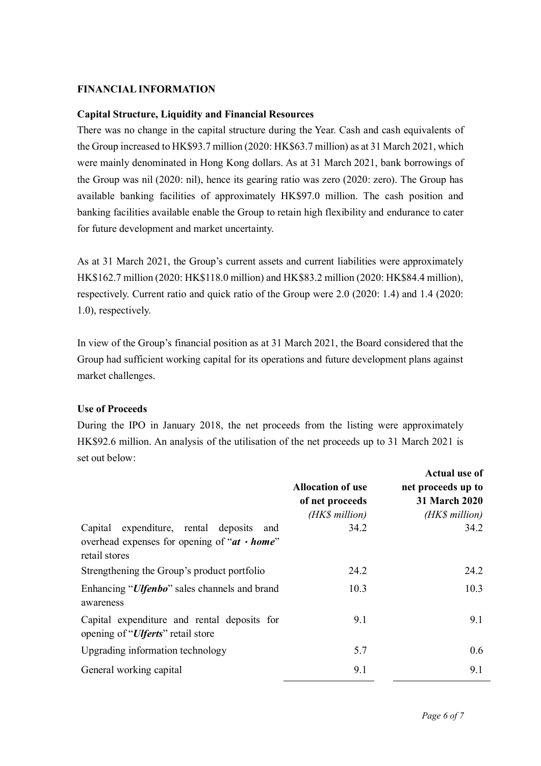## FINANCIAL INFORMATION

### Capital Structure, Liquidity and Financial Resources

There was no change in the capital structure during the Year. Cash and cash equivalents of the Group increased to HK$93.7 million (2020: HK$63.7 million) as at 31 March 2021, which were mainly denominated in Hong Kong dollars. As at 31 March 2021, bank borrowings of the Group was nil (2020: nil), hence its gearing ratio was zero (2020: zero). The Group has available banking facilities of approximately HK$97.0 million. The cash position and banking facilities available enable the Group to retain high flexibility and endurance to cater for future development and market uncertainty.

As at 31 March 2021, the Group's current assets and current liabilities were approximately HK$162.7 million (2020: HK$118.0 million) and HK$83.2 million (2020: HK$84.4 million), respectively. Current ratio and quick ratio of the Group were 2.0 (2020: 1.4) and 1.4 (2020: 1.0), respectively.

In view of the Group's financial position as at 31 March 2021, the Board considered that the Group had sufficient working capital for its operations and future development plans against market challenges.

### Use of Proceeds

During the IPO in January 2018, the net proceeds from the listing were approximately HK$92.6 million. An analysis of the utilisation of the net proceeds up to 31 March 2021 is set out below:

| | **Allocation of use of net proceeds** *(HK$ million)* | **Actual use of net proceeds up to 31 March 2020** *(HK$ million)* |
|---|---|---|
| Capital expenditure, rental deposits and overhead expenses for opening of "***at · home***" retail stores | 34.2 | 34.2 |
| Strengthening the Group's product portfolio | 24.2 | 24.2 |
| Enhancing "***Ulfenbo***" sales channels and brand awareness | 10.3 | 10.3 |
| Capital expenditure and rental deposits for opening of "***Ulferts***" retail store | 9.1 | 9.1 |
| Upgrading information technology | 5.7 | 0.6 |
| General working capital | 9.1 | 9.1 |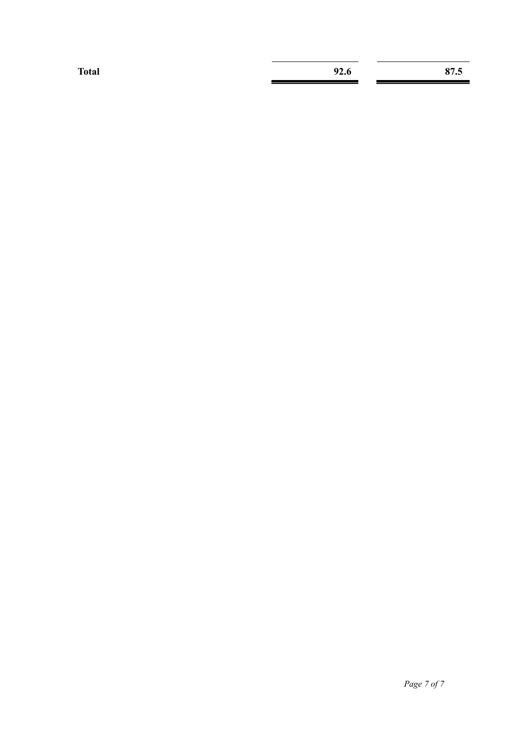| | | |
|---|---|---|
| **Total** | **92.6** | **87.5** |